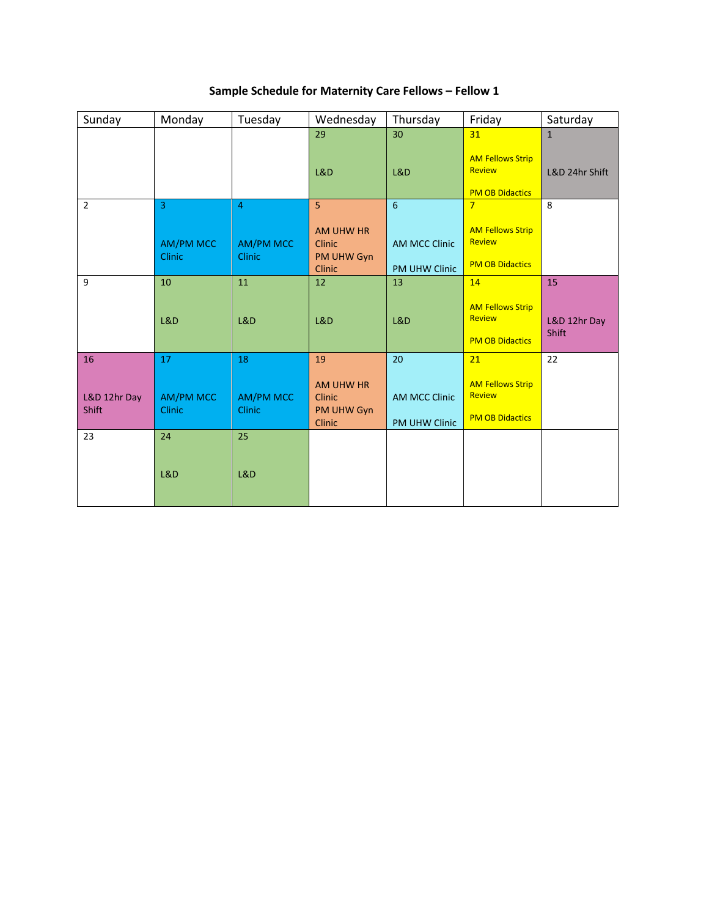**Sample Schedule for Maternity Care Fellows – Fellow 1**

| Sunday | Monday | Tuesday | Wednesday | Thursday | Friday | Saturday |
|---|---|---|---|---|---|---|
| | | | 29<br><br>L&D | 30<br><br>L&D | 31<br><br>AM Fellows Strip Review<br><br>PM OB Didactics | 1<br><br>L&D 24hr Shift |
| 2 | 3<br><br>AM/PM MCC Clinic | 4<br><br>AM/PM MCC Clinic | 5<br><br>AM UHW HR Clinic<br>PM UHW Gyn Clinic | 6<br><br>AM MCC Clinic<br><br>PM UHW Clinic | 7<br><br>AM Fellows Strip Review<br><br>PM OB Didactics | 8 |
| 9 | 10<br><br>L&D | 11<br><br>L&D | 12<br><br>L&D | 13<br><br>L&D | 14<br><br>AM Fellows Strip Review<br><br>PM OB Didactics | 15<br><br>L&D 12hr Day Shift |
| 16<br><br>L&D 12hr Day Shift | 17<br><br>AM/PM MCC Clinic | 18<br><br>AM/PM MCC Clinic | 19<br><br>AM UHW HR Clinic<br>PM UHW Gyn Clinic | 20<br><br>AM MCC Clinic<br><br>PM UHW Clinic | 21<br><br>AM Fellows Strip Review<br><br>PM OB Didactics | 22 |
| 23 | 24<br><br>L&D | 25<br><br>L&D | | | | |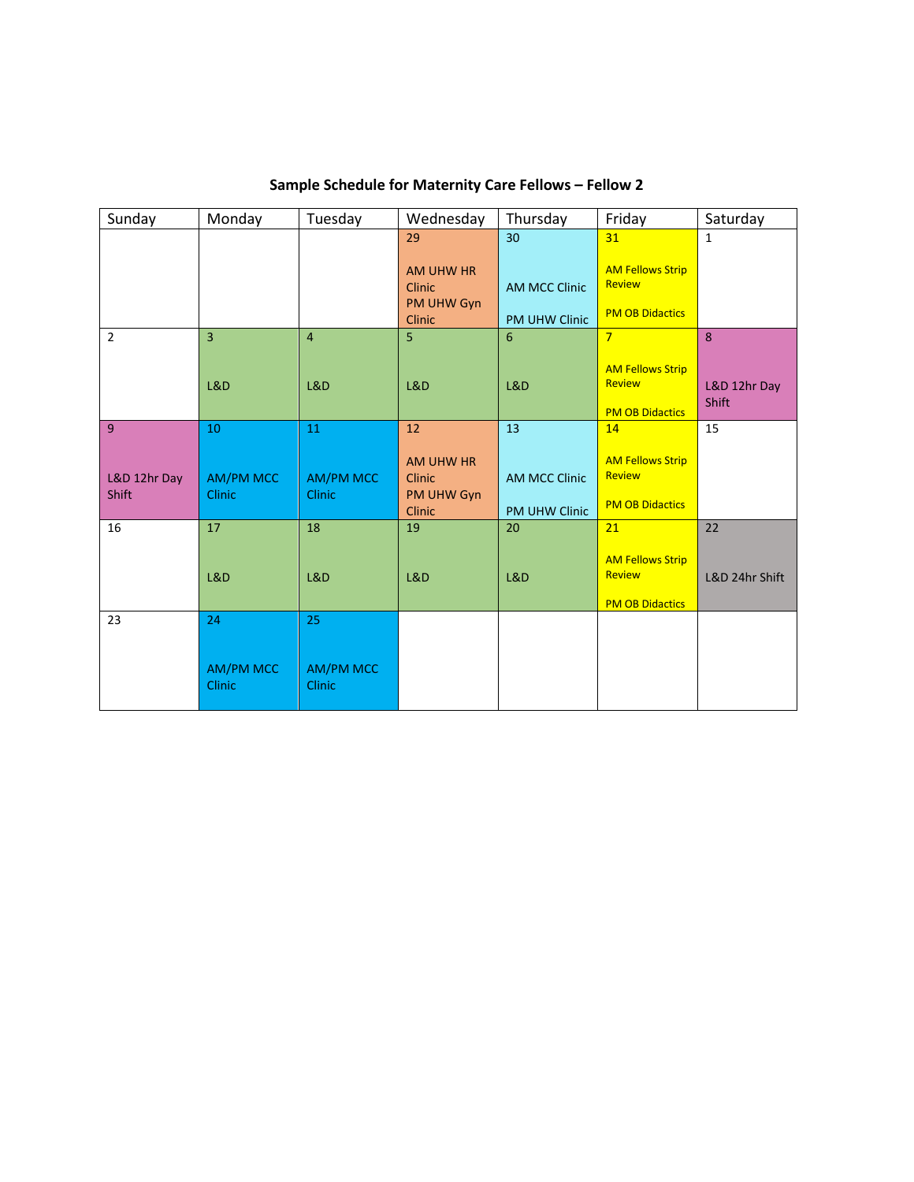**Sample Schedule for Maternity Care Fellows – Fellow 2**

| Sunday | Monday | Tuesday | Wednesday | Thursday | Friday | Saturday |
|---|---|---|---|---|---|---|
| | | | 29<br>AM UHW HR Clinic<br>PM UHW Gyn Clinic | 30<br>AM MCC Clinic<br>PM UHW Clinic | 31<br>AM Fellows Strip Review<br>PM OB Didactics | 1 |
| 2 | 3<br>L&D | 4<br>L&D | 5<br>L&D | 6<br>L&D | 7<br>AM Fellows Strip Review<br>PM OB Didactics | 8<br>L&D 12hr Day Shift |
| 9<br>L&D 12hr Day Shift | 10<br>AM/PM MCC Clinic | 11<br>AM/PM MCC Clinic | 12<br>AM UHW HR Clinic<br>PM UHW Gyn Clinic | 13<br>AM MCC Clinic<br>PM UHW Clinic | 14<br>AM Fellows Strip Review<br>PM OB Didactics | 15 |
| 16 | 17<br>L&D | 18<br>L&D | 19<br>L&D | 20<br>L&D | 21<br>AM Fellows Strip Review<br>PM OB Didactics | 22<br>L&D 24hr Shift |
| 23 | 24<br>AM/PM MCC Clinic | 25<br>AM/PM MCC Clinic | | | | |